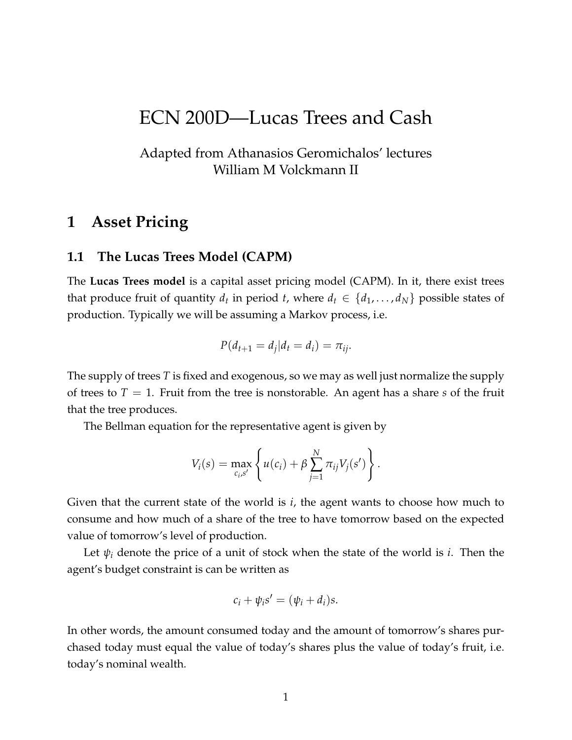# ECN 200D—Lucas Trees and Cash

Adapted from Athanasios Geromichalos' lectures
William M Volckmann II

## 1 Asset Pricing

### 1.1 The Lucas Trees Model (CAPM)

The **Lucas Trees model** is a capital asset pricing model (CAPM). In it, there exist trees that produce fruit of quantity $d_t$ in period $t$, where $d_t \in \{d_1, \ldots, d_N\}$ possible states of production. Typically we will be assuming a Markov process, i.e.

$$P(d_{t+1} = d_j | d_t = d_i) = \pi_{ij}.$$

The supply of trees $T$ is fixed and exogenous, so we may as well just normalize the supply of trees to $T = 1$. Fruit from the tree is nonstorable. An agent has a share $s$ of the fruit that the tree produces.

The Bellman equation for the representative agent is given by

$$V_i(s) = \max_{c_i, s'} \left\{ u(c_i) + \beta \sum_{j=1}^{N} \pi_{ij} V_j(s') \right\}.$$

Given that the current state of the world is $i$, the agent wants to choose how much to consume and how much of a share of the tree to have tomorrow based on the expected value of tomorrow's level of production.

Let $\psi_i$ denote the price of a unit of stock when the state of the world is $i$. Then the agent's budget constraint is can be written as

$$c_i + \psi_i s' = (\psi_i + d_i)s.$$

In other words, the amount consumed today and the amount of tomorrow's shares purchased today must equal the value of today's shares plus the value of today's fruit, i.e. today's nominal wealth.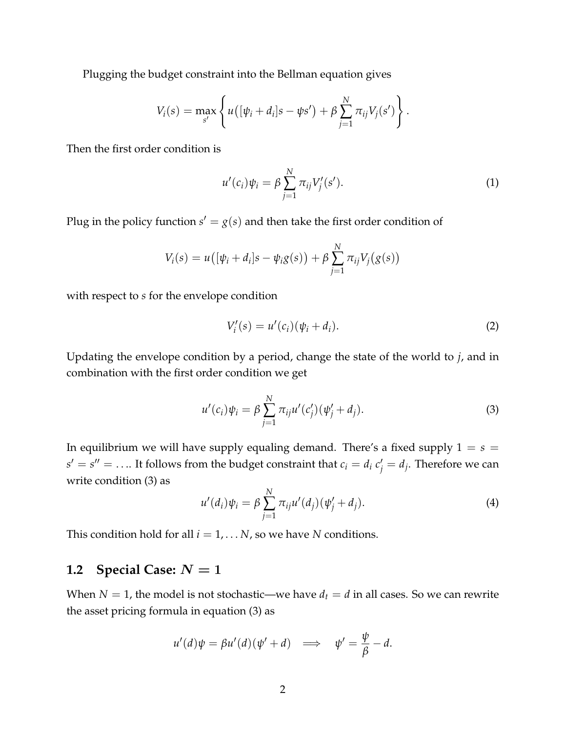Plugging the budget constraint into the Bellman equation gives

$$V_i(s) = \max_{s'} \left\{ u\big([\psi_i + d_i]s - \psi s'\big) + \beta \sum_{j=1}^{N} \pi_{ij} V_j(s') \right\}.$$

Then the first order condition is

$$u'(c_i)\psi_i = \beta \sum_{j=1}^{N} \pi_{ij} V_j'(s'). \tag{1}$$

Plug in the policy function $s' = g(s)$ and then take the first order condition of

$$V_i(s) = u\big([\psi_i + d_i]s - \psi_i g(s)\big) + \beta \sum_{j=1}^{N} \pi_{ij} V_j\big(g(s)\big)$$

with respect to $s$ for the envelope condition

$$V_i'(s) = u'(c_i)(\psi_i + d_i). \tag{2}$$

Updating the envelope condition by a period, change the state of the world to $j$, and in combination with the first order condition we get

$$u'(c_i)\psi_i = \beta \sum_{j=1}^{N} \pi_{ij} u'(c_j')(\psi_j' + d_j). \tag{3}$$

In equilibrium we will have supply equaling demand. There's a fixed supply $1 = s = s' = s'' = \ldots$. It follows from the budget constraint that $c_i = d_i$ $c_j' = d_j$. Therefore we can write condition (3) as

$$u'(d_i)\psi_i = \beta \sum_{j=1}^{N} \pi_{ij} u'(d_j)(\psi_j' + d_j). \tag{4}$$

This condition hold for all $i = 1, \ldots N$, so we have $N$ conditions.

## 1.2 Special Case: $N = 1$

When $N = 1$, the model is not stochastic—we have $d_t = d$ in all cases. So we can rewrite the asset pricing formula in equation (3) as

$$u'(d)\psi = \beta u'(d)(\psi' + d) \implies \psi' = \frac{\psi}{\beta} - d.$$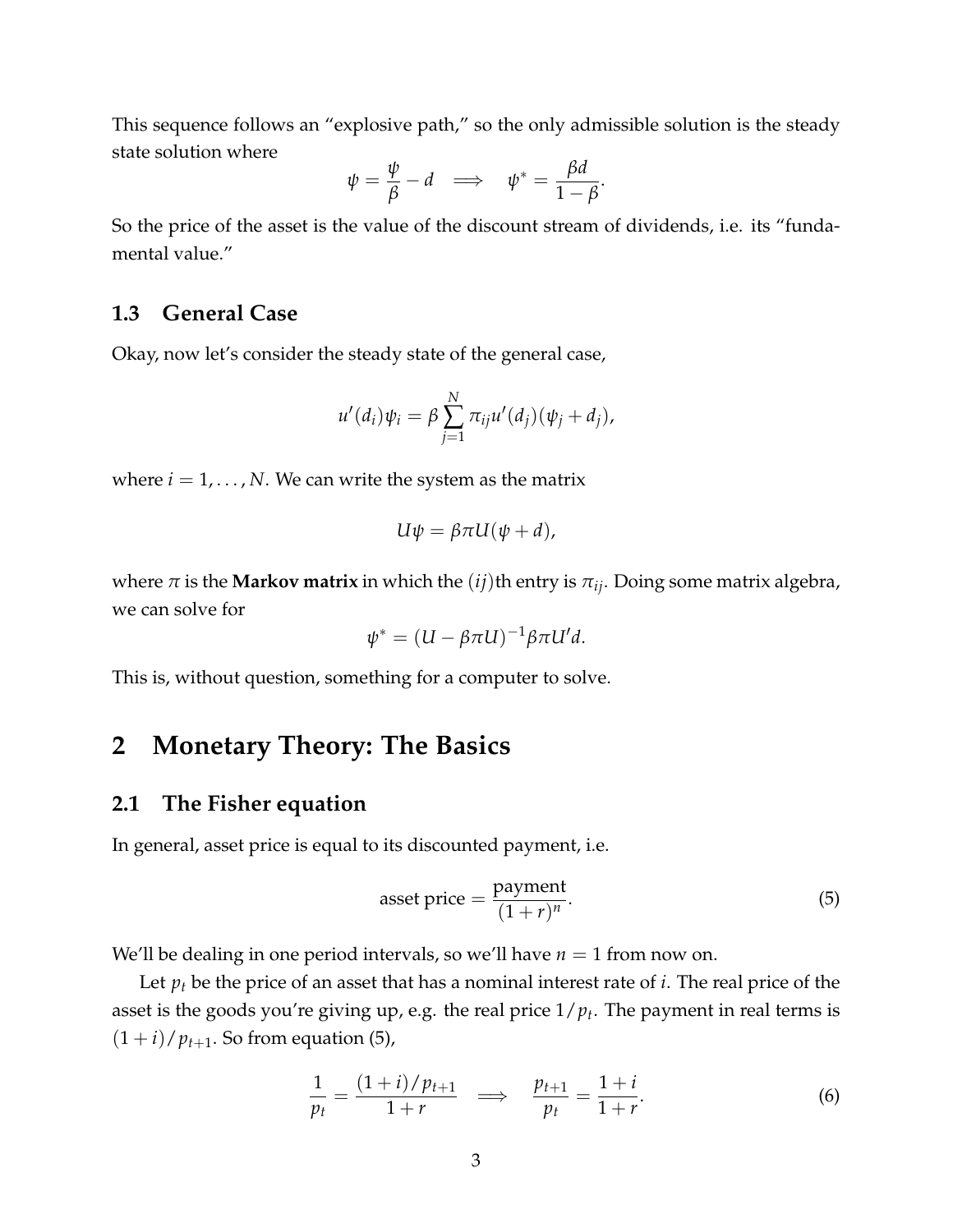This sequence follows an "explosive path," so the only admissible solution is the steady state solution where

$$\psi = \frac{\psi}{\beta} - d \implies \psi^* = \frac{\beta d}{1-\beta}.$$

So the price of the asset is the value of the discount stream of dividends, i.e. its "fundamental value."

### 1.3 General Case

Okay, now let's consider the steady state of the general case,

$$u'(d_i)\psi_i = \beta \sum_{j=1}^{N} \pi_{ij} u'(d_j)(\psi_j + d_j),$$

where $i = 1, \ldots, N$. We can write the system as the matrix

$$U\psi = \beta \pi U(\psi + d),$$

where $\pi$ is the **Markov matrix** in which the $(ij)$th entry is $\pi_{ij}$. Doing some matrix algebra, we can solve for

$$\psi^* = (U - \beta\pi U)^{-1} \beta \pi U' d.$$

This is, without question, something for a computer to solve.

## 2 Monetary Theory: The Basics

### 2.1 The Fisher equation

In general, asset price is equal to its discounted payment, i.e.

$$\text{asset price} = \frac{\text{payment}}{(1+r)^n}. \tag{5}$$

We'll be dealing in one period intervals, so we'll have $n = 1$ from now on.

Let $p_t$ be the price of an asset that has a nominal interest rate of $i$. The real price of the asset is the goods you're giving up, e.g. the real price $1/p_t$. The payment in real terms is $(1+i)/p_{t+1}$. So from equation (5),

$$\frac{1}{p_t} = \frac{(1+i)/p_{t+1}}{1+r} \implies \frac{p_{t+1}}{p_t} = \frac{1+i}{1+r}. \tag{6}$$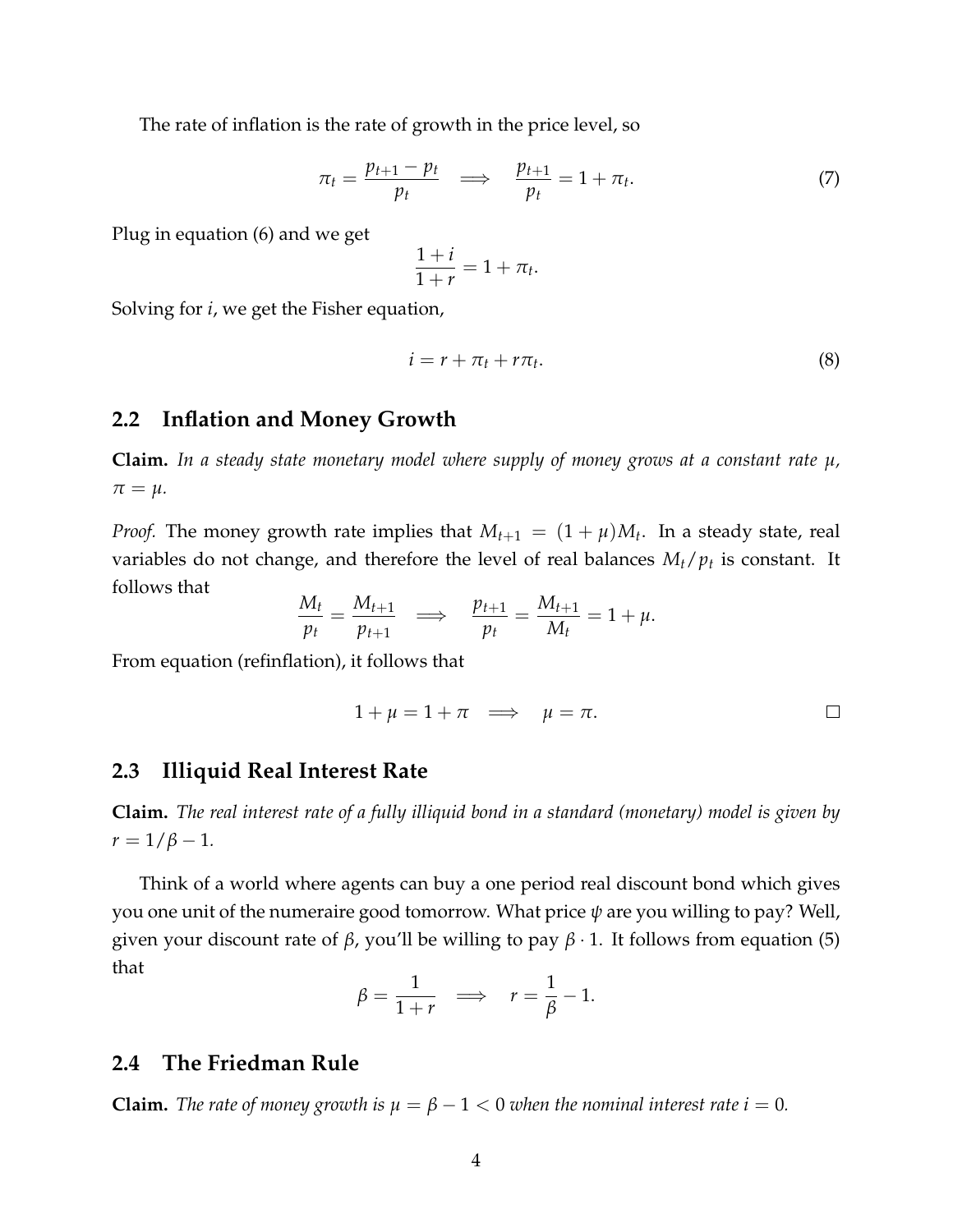The rate of inflation is the rate of growth in the price level, so

$$\pi_t = \frac{p_{t+1} - p_t}{p_t} \quad \Longrightarrow \quad \frac{p_{t+1}}{p_t} = 1 + \pi_t. \tag{7}$$

Plug in equation (6) and we get

$$\frac{1+i}{1+r} = 1 + \pi_t.$$

Solving for $i$, we get the Fisher equation,

$$i = r + \pi_t + r\pi_t. \tag{8}$$

## 2.2 Inflation and Money Growth

**Claim.** *In a steady state monetary model where supply of money grows at a constant rate $\mu$, $\pi = \mu$.*

*Proof.* The money growth rate implies that $M_{t+1} = (1+\mu)M_t$. In a steady state, real variables do not change, and therefore the level of real balances $M_t/p_t$ is constant. It follows that

$$\frac{M_t}{p_t} = \frac{M_{t+1}}{p_{t+1}} \quad \Longrightarrow \quad \frac{p_{t+1}}{p_t} = \frac{M_{t+1}}{M_t} = 1 + \mu.$$

From equation (refinflation), it follows that

$$1 + \mu = 1 + \pi \quad \Longrightarrow \quad \mu = \pi. \qquad \square$$

## 2.3 Illiquid Real Interest Rate

**Claim.** *The real interest rate of a fully illiquid bond in a standard (monetary) model is given by $r = 1/\beta - 1$.*

Think of a world where agents can buy a one period real discount bond which gives you one unit of the numeraire good tomorrow. What price $\psi$ are you willing to pay? Well, given your discount rate of $\beta$, you'll be willing to pay $\beta \cdot 1$. It follows from equation (5) that

$$\beta = \frac{1}{1+r} \quad \Longrightarrow \quad r = \frac{1}{\beta} - 1.$$

## 2.4 The Friedman Rule

**Claim.** *The rate of money growth is $\mu = \beta - 1 < 0$ when the nominal interest rate $i = 0$.*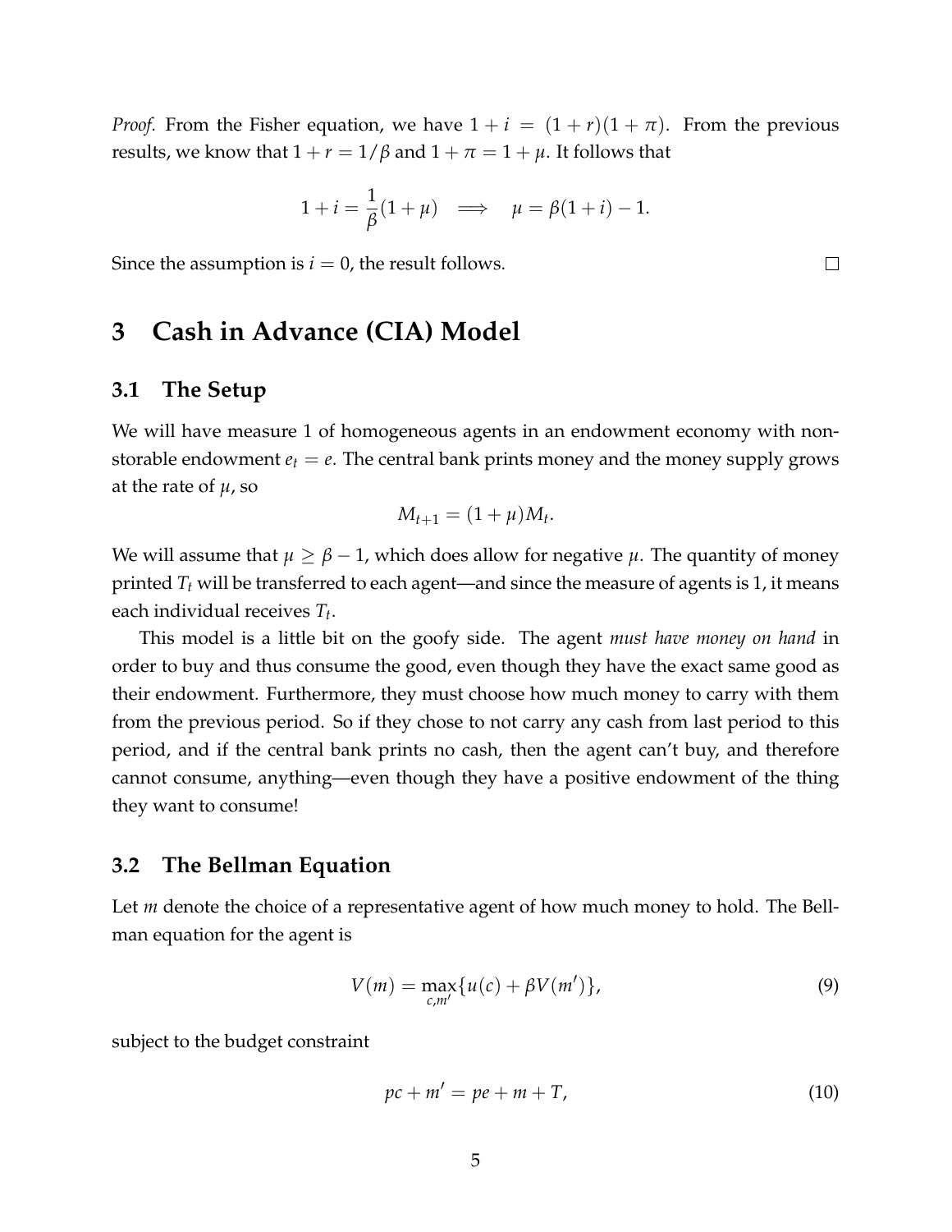*Proof.* From the Fisher equation, we have $1 + i = (1 + r)(1 + \pi)$. From the previous results, we know that $1 + r = 1/\beta$ and $1 + \pi = 1 + \mu$. It follows that

$$1 + i = \frac{1}{\beta}(1 + \mu) \implies \mu = \beta(1 + i) - 1.$$

Since the assumption is $i = 0$, the result follows. $\square$

# 3 Cash in Advance (CIA) Model

## 3.1 The Setup

We will have measure 1 of homogeneous agents in an endowment economy with non-storable endowment $e_t = e$. The central bank prints money and the money supply grows at the rate of $\mu$, so

$$M_{t+1} = (1 + \mu)M_t.$$

We will assume that $\mu \geq \beta - 1$, which does allow for negative $\mu$. The quantity of money printed $T_t$ will be transferred to each agent—and since the measure of agents is 1, it means each individual receives $T_t$.

This model is a little bit on the goofy side. The agent *must have money on hand* in order to buy and thus consume the good, even though they have the exact same good as their endowment. Furthermore, they must choose how much money to carry with them from the previous period. So if they chose to not carry any cash from last period to this period, and if the central bank prints no cash, then the agent can't buy, and therefore cannot consume, anything—even though they have a positive endowment of the thing they want to consume!

## 3.2 The Bellman Equation

Let $m$ denote the choice of a representative agent of how much money to hold. The Bellman equation for the agent is

$$V(m) = \max_{c,m'} \{u(c) + \beta V(m')\}, \tag{9}$$

subject to the budget constraint

$$pc + m' = pe + m + T, \tag{10}$$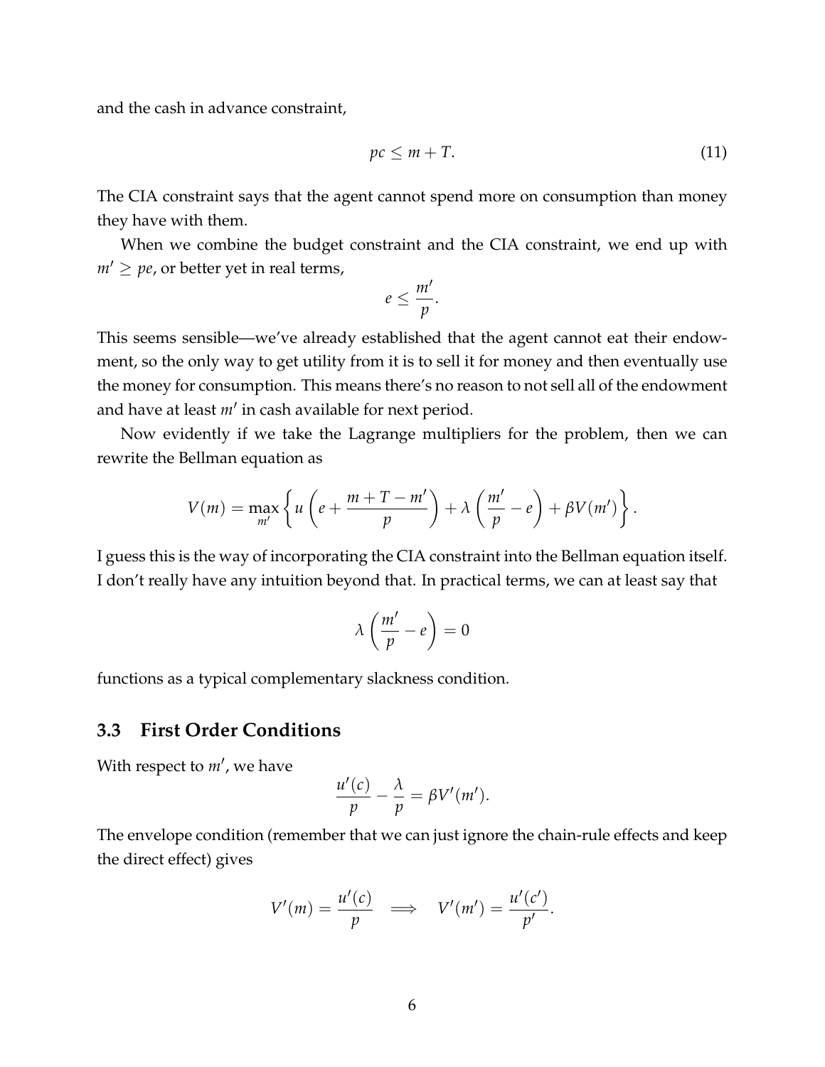and the cash in advance constraint,

$$pc \leq m + T. \tag{11}$$

The CIA constraint says that the agent cannot spend more on consumption than money they have with them.

When we combine the budget constraint and the CIA constraint, we end up with $m' \geq pe$, or better yet in real terms,

$$e \leq \frac{m'}{p}.$$

This seems sensible—we've already established that the agent cannot eat their endowment, so the only way to get utility from it is to sell it for money and then eventually use the money for consumption. This means there's no reason to not sell all of the endowment and have at least $m'$ in cash available for next period.

Now evidently if we take the Lagrange multipliers for the problem, then we can rewrite the Bellman equation as

$$V(m) = \max_{m'} \left\{ u\left(e + \frac{m + T - m'}{p}\right) + \lambda\left(\frac{m'}{p} - e\right) + \beta V(m') \right\}.$$

I guess this is the way of incorporating the CIA constraint into the Bellman equation itself. I don't really have any intuition beyond that. In practical terms, we can at least say that

$$\lambda\left(\frac{m'}{p} - e\right) = 0$$

functions as a typical complementary slackness condition.

### 3.3 First Order Conditions

With respect to $m'$, we have

$$\frac{u'(c)}{p} - \frac{\lambda}{p} = \beta V'(m').$$

The envelope condition (remember that we can just ignore the chain-rule effects and keep the direct effect) gives

$$V'(m) = \frac{u'(c)}{p} \implies V'(m') = \frac{u'(c')}{p'}.$$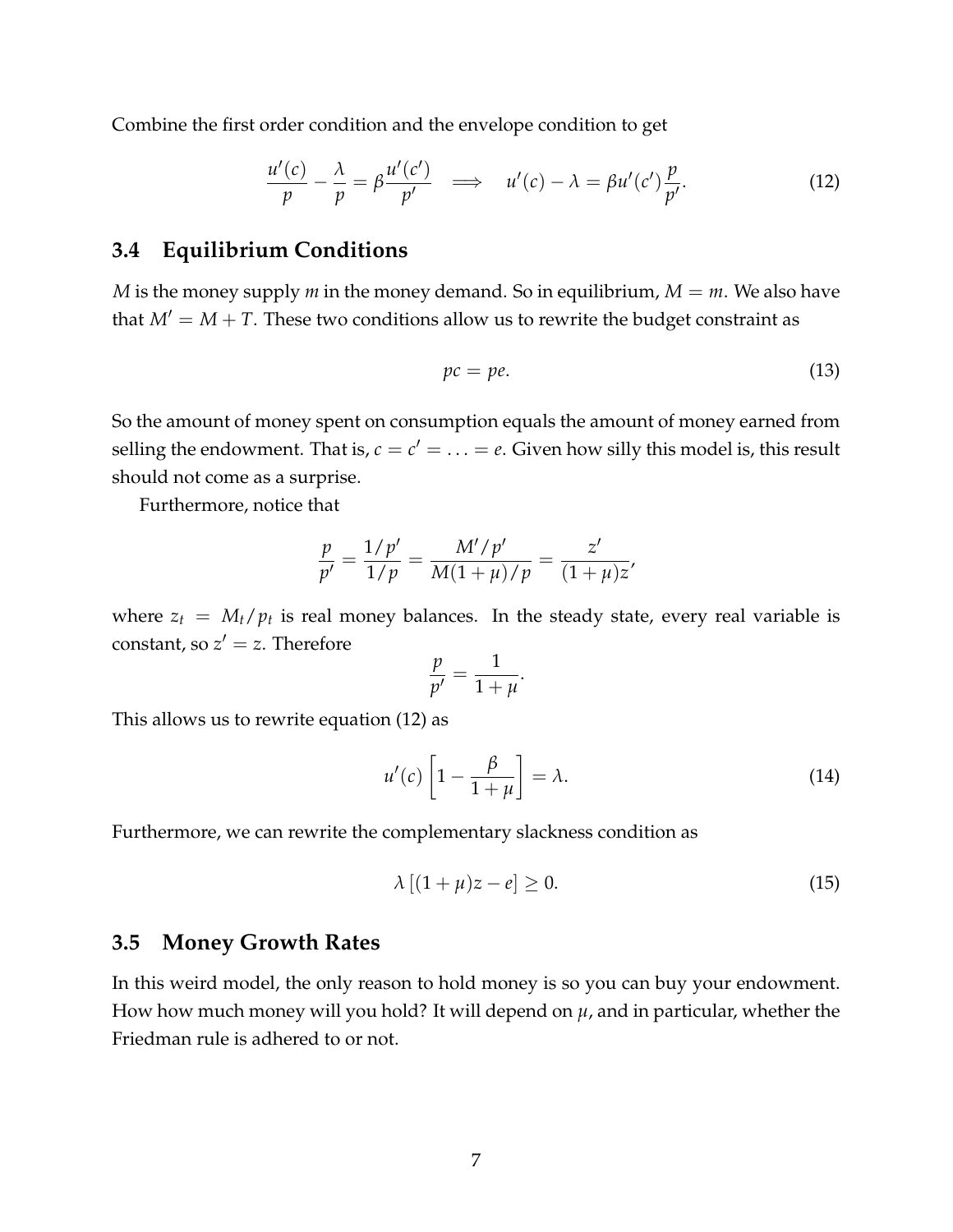Combine the first order condition and the envelope condition to get

$$\frac{u'(c)}{p} - \frac{\lambda}{p} = \beta \frac{u'(c')}{p'} \quad \Longrightarrow \quad u'(c) - \lambda = \beta u'(c') \frac{p}{p'}. \tag{12}$$

## 3.4 Equilibrium Conditions

$M$ is the money supply $m$ in the money demand. So in equilibrium, $M = m$. We also have that $M' = M + T$. These two conditions allow us to rewrite the budget constraint as

$$pc = pe. \tag{13}$$

So the amount of money spent on consumption equals the amount of money earned from selling the endowment. That is, $c = c' = \ldots = e$. Given how silly this model is, this result should not come as a surprise.

Furthermore, notice that

$$\frac{p}{p'} = \frac{1/p'}{1/p} = \frac{M'/p'}{M(1+\mu)/p} = \frac{z'}{(1+\mu)z},$$

where $z_t = M_t/p_t$ is real money balances. In the steady state, every real variable is constant, so $z' = z$. Therefore

$$\frac{p}{p'} = \frac{1}{1+\mu}.$$

This allows us to rewrite equation (12) as

$$u'(c) \left[ 1 - \frac{\beta}{1+\mu} \right] = \lambda. \tag{14}$$

Furthermore, we can rewrite the complementary slackness condition as

$$\lambda \left[ (1+\mu)z - e \right] \geq 0. \tag{15}$$

## 3.5 Money Growth Rates

In this weird model, the only reason to hold money is so you can buy your endowment. How how much money will you hold? It will depend on $\mu$, and in particular, whether the Friedman rule is adhered to or not.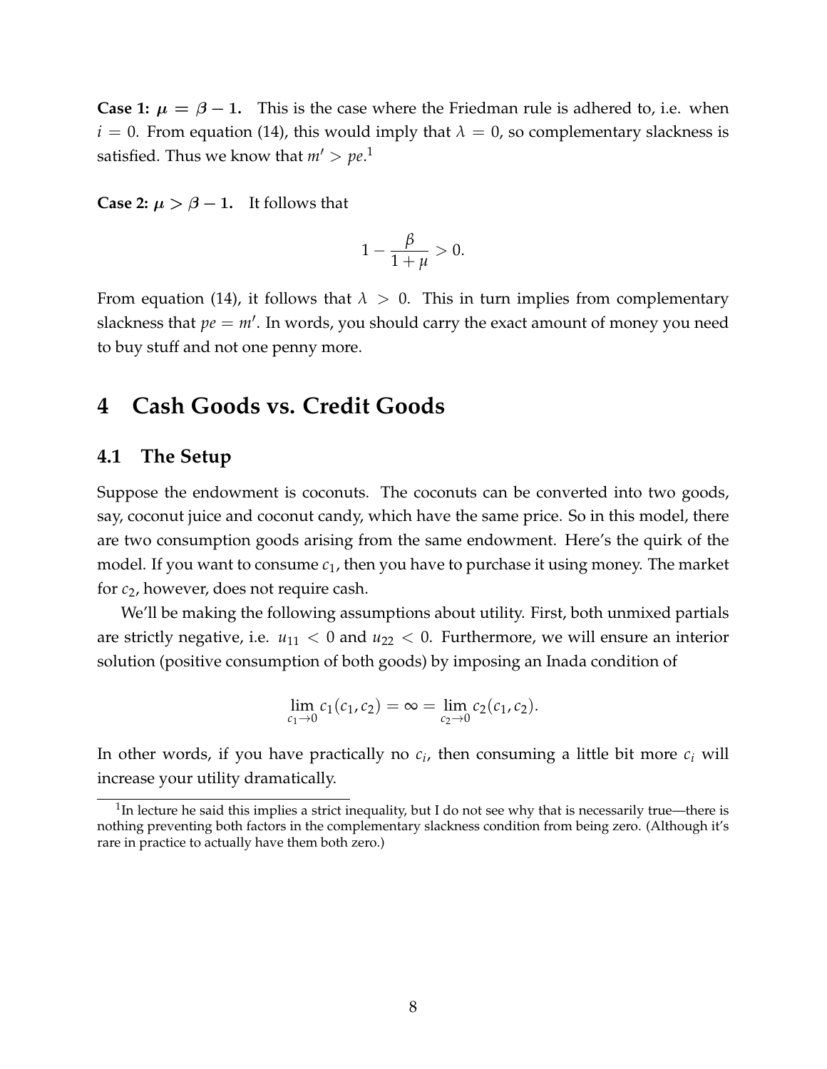**Case 1: $\mu = \beta - 1$.** This is the case where the Friedman rule is adhered to, i.e. when $i = 0$. From equation (14), this would imply that $\lambda = 0$, so complementary slackness is satisfied. Thus we know that $m' > pe$.[1]

**Case 2: $\mu > \beta - 1$.** It follows that

$$1 - \frac{\beta}{1+\mu} > 0.$$

From equation (14), it follows that $\lambda > 0$. This in turn implies from complementary slackness that $pe = m'$. In words, you should carry the exact amount of money you need to buy stuff and not one penny more.

# 4 Cash Goods vs. Credit Goods

## 4.1 The Setup

Suppose the endowment is coconuts. The coconuts can be converted into two goods, say, coconut juice and coconut candy, which have the same price. So in this model, there are two consumption goods arising from the same endowment. Here's the quirk of the model. If you want to consume $c_1$, then you have to purchase it using money. The market for $c_2$, however, does not require cash.

We'll be making the following assumptions about utility. First, both unmixed partials are strictly negative, i.e. $u_{11} < 0$ and $u_{22} < 0$. Furthermore, we will ensure an interior solution (positive consumption of both goods) by imposing an Inada condition of

$$\lim_{c_1 \to 0} c_1(c_1, c_2) = \infty = \lim_{c_2 \to 0} c_2(c_1, c_2).$$

In other words, if you have practically no $c_i$, then consuming a little bit more $c_i$ will increase your utility dramatically.

[1] In lecture he said this implies a strict inequality, but I do not see why that is necessarily true—there is nothing preventing both factors in the complementary slackness condition from being zero. (Although it's rare in practice to actually have them both zero.)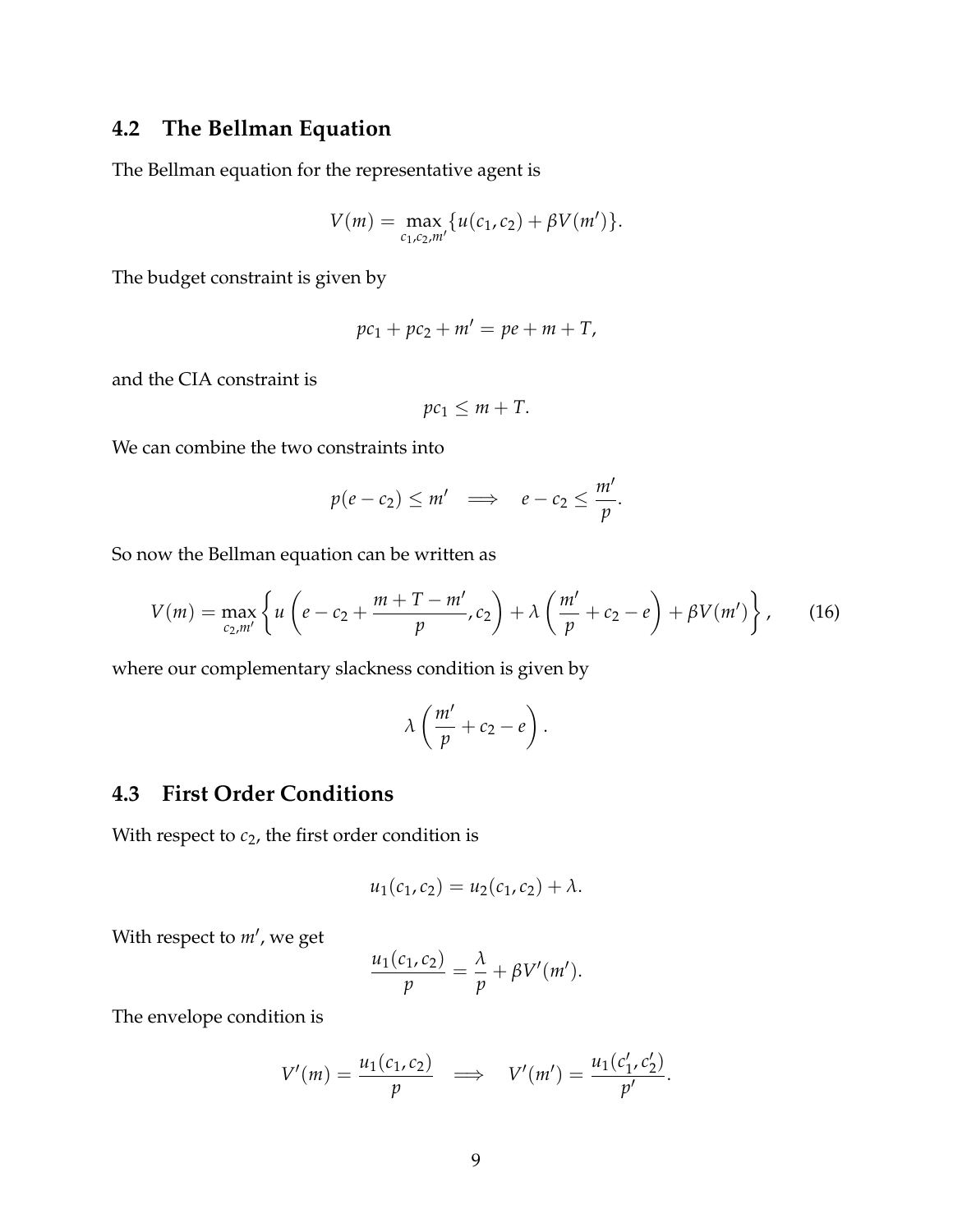## 4.2 The Bellman Equation

The Bellman equation for the representative agent is

$$V(m) = \max_{c_1, c_2, m'} \{u(c_1, c_2) + \beta V(m')\}.$$

The budget constraint is given by

$$pc_1 + pc_2 + m' = pe + m + T,$$

and the CIA constraint is

$$pc_1 \leq m + T.$$

We can combine the two constraints into

$$p(e - c_2) \leq m' \implies e - c_2 \leq \frac{m'}{p}.$$

So now the Bellman equation can be written as

$$V(m) = \max_{c_2, m'} \left\{ u\left(e - c_2 + \frac{m + T - m'}{p}, c_2\right) + \lambda \left(\frac{m'}{p} + c_2 - e\right) + \beta V(m') \right\}, \tag{16}$$

where our complementary slackness condition is given by

$$\lambda \left(\frac{m'}{p} + c_2 - e\right).$$

## 4.3 First Order Conditions

With respect to $c_2$, the first order condition is

$$u_1(c_1, c_2) = u_2(c_1, c_2) + \lambda.$$

With respect to $m'$, we get

$$\frac{u_1(c_1, c_2)}{p} = \frac{\lambda}{p} + \beta V'(m').$$

The envelope condition is

$$V'(m) = \frac{u_1(c_1, c_2)}{p} \implies V'(m') = \frac{u_1(c_1', c_2')}{p'}.$$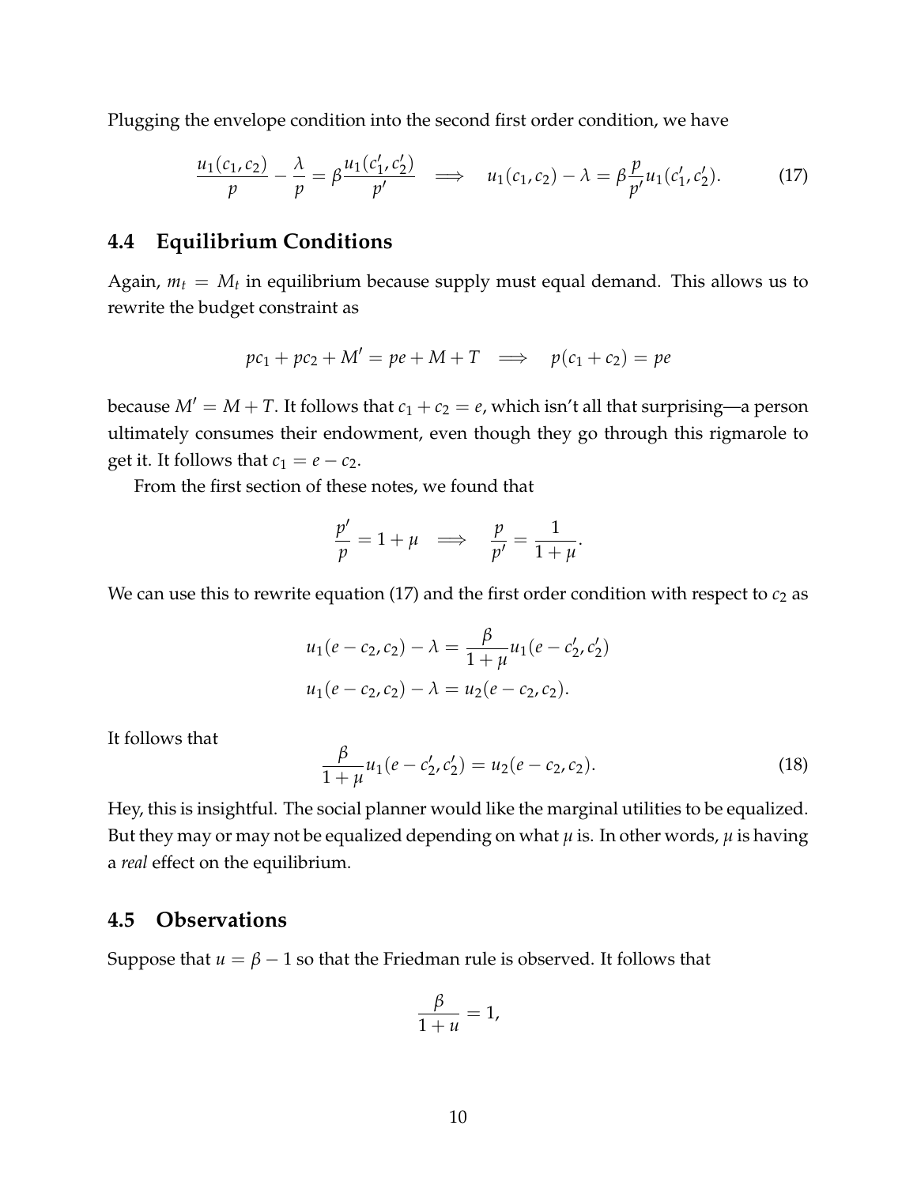Plugging the envelope condition into the second first order condition, we have

$$\frac{u_1(c_1,c_2)}{p} - \frac{\lambda}{p} = \beta\frac{u_1(c_1',c_2')}{p'} \implies u_1(c_1,c_2) - \lambda = \beta\frac{p}{p'}u_1(c_1',c_2'). \tag{17}$$

## 4.4 Equilibrium Conditions

Again, $m_t = M_t$ in equilibrium because supply must equal demand. This allows us to rewrite the budget constraint as

$$pc_1 + pc_2 + M' = pe + M + T \implies p(c_1+c_2) = pe$$

because $M' = M + T$. It follows that $c_1 + c_2 = e$, which isn't all that surprising—a person ultimately consumes their endowment, even though they go through this rigmarole to get it. It follows that $c_1 = e - c_2$.

From the first section of these notes, we found that

$$\frac{p'}{p} = 1+\mu \implies \frac{p}{p'} = \frac{1}{1+\mu}.$$

We can use this to rewrite equation (17) and the first order condition with respect to $c_2$ as

$$\begin{aligned} u_1(e-c_2,c_2) - \lambda &= \frac{\beta}{1+\mu}u_1(e-c_2',c_2') \\ u_1(e-c_2,c_2) - \lambda &= u_2(e-c_2,c_2). \end{aligned}$$

It follows that

$$\frac{\beta}{1+\mu}u_1(e-c_2',c_2') = u_2(e-c_2,c_2). \tag{18}$$

Hey, this is insightful. The social planner would like the marginal utilities to be equalized. But they may or may not be equalized depending on what $\mu$ is. In other words, $\mu$ is having a *real* effect on the equilibrium.

## 4.5 Observations

Suppose that $u = \beta - 1$ so that the Friedman rule is observed. It follows that

$$\frac{\beta}{1+u} = 1,$$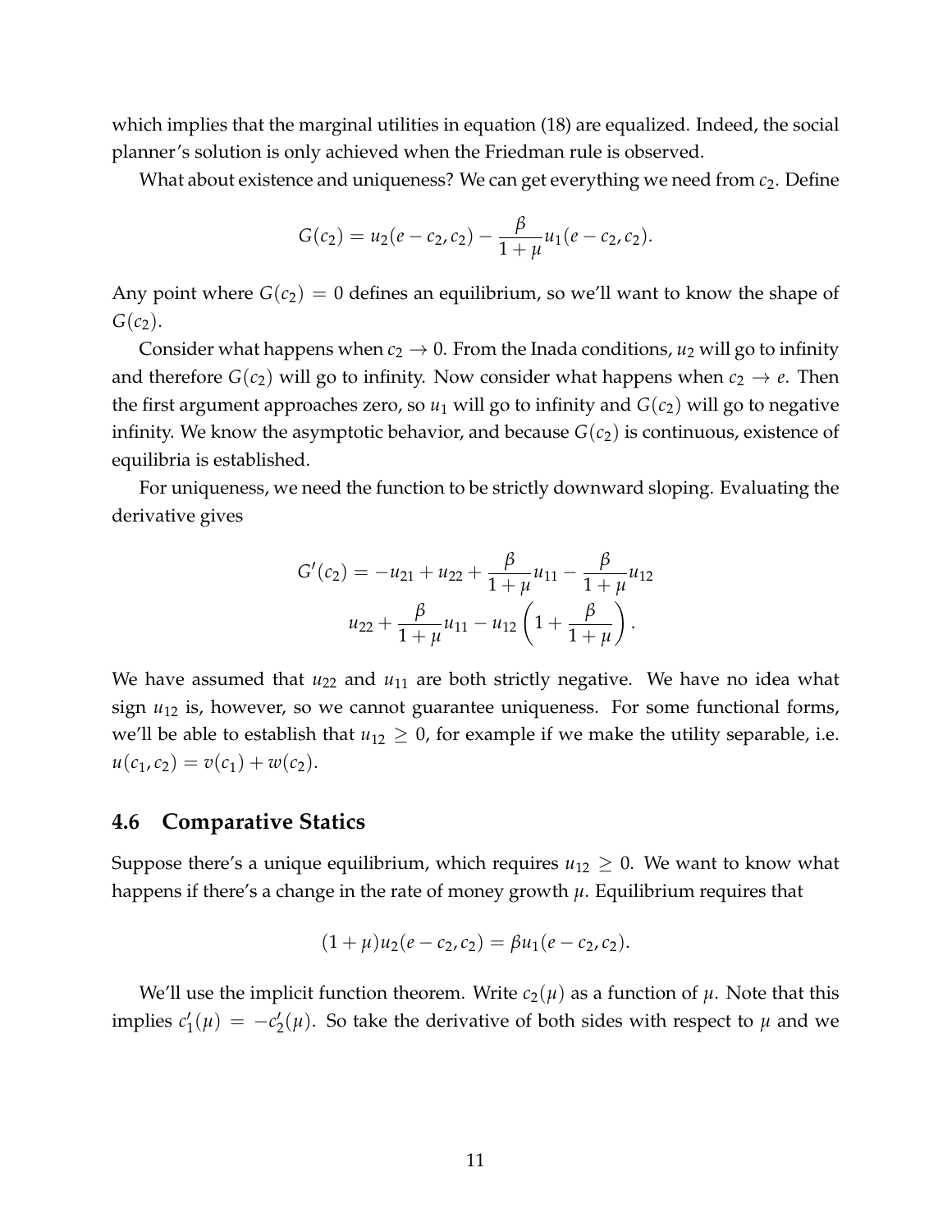which implies that the marginal utilities in equation (18) are equalized. Indeed, the social planner's solution is only achieved when the Friedman rule is observed.

What about existence and uniqueness? We can get everything we need from $c_2$. Define

$$G(c_2) = u_2(e - c_2, c_2) - \frac{\beta}{1+\mu} u_1(e - c_2, c_2).$$

Any point where $G(c_2) = 0$ defines an equilibrium, so we'll want to know the shape of $G(c_2)$.

Consider what happens when $c_2 \to 0$. From the Inada conditions, $u_2$ will go to infinity and therefore $G(c_2)$ will go to infinity. Now consider what happens when $c_2 \to e$. Then the first argument approaches zero, so $u_1$ will go to infinity and $G(c_2)$ will go to negative infinity. We know the asymptotic behavior, and because $G(c_2)$ is continuous, existence of equilibria is established.

For uniqueness, we need the function to be strictly downward sloping. Evaluating the derivative gives

$$\begin{aligned} G'(c_2) &= -u_{21} + u_{22} + \frac{\beta}{1+\mu} u_{11} - \frac{\beta}{1+\mu} u_{12} \\ & u_{22} + \frac{\beta}{1+\mu} u_{11} - u_{12}\left(1 + \frac{\beta}{1+\mu}\right). \end{aligned}$$

We have assumed that $u_{22}$ and $u_{11}$ are both strictly negative. We have no idea what sign $u_{12}$ is, however, so we cannot guarantee uniqueness. For some functional forms, we'll be able to establish that $u_{12} \geq 0$, for example if we make the utility separable, i.e. $u(c_1, c_2) = v(c_1) + w(c_2)$.

## 4.6 Comparative Statics

Suppose there's a unique equilibrium, which requires $u_{12} \geq 0$. We want to know what happens if there's a change in the rate of money growth $\mu$. Equilibrium requires that

$$(1 + \mu) u_2(e - c_2, c_2) = \beta u_1(e - c_2, c_2).$$

We'll use the implicit function theorem. Write $c_2(\mu)$ as a function of $\mu$. Note that this implies $c_1'(\mu) = -c_2'(\mu)$. So take the derivative of both sides with respect to $\mu$ and we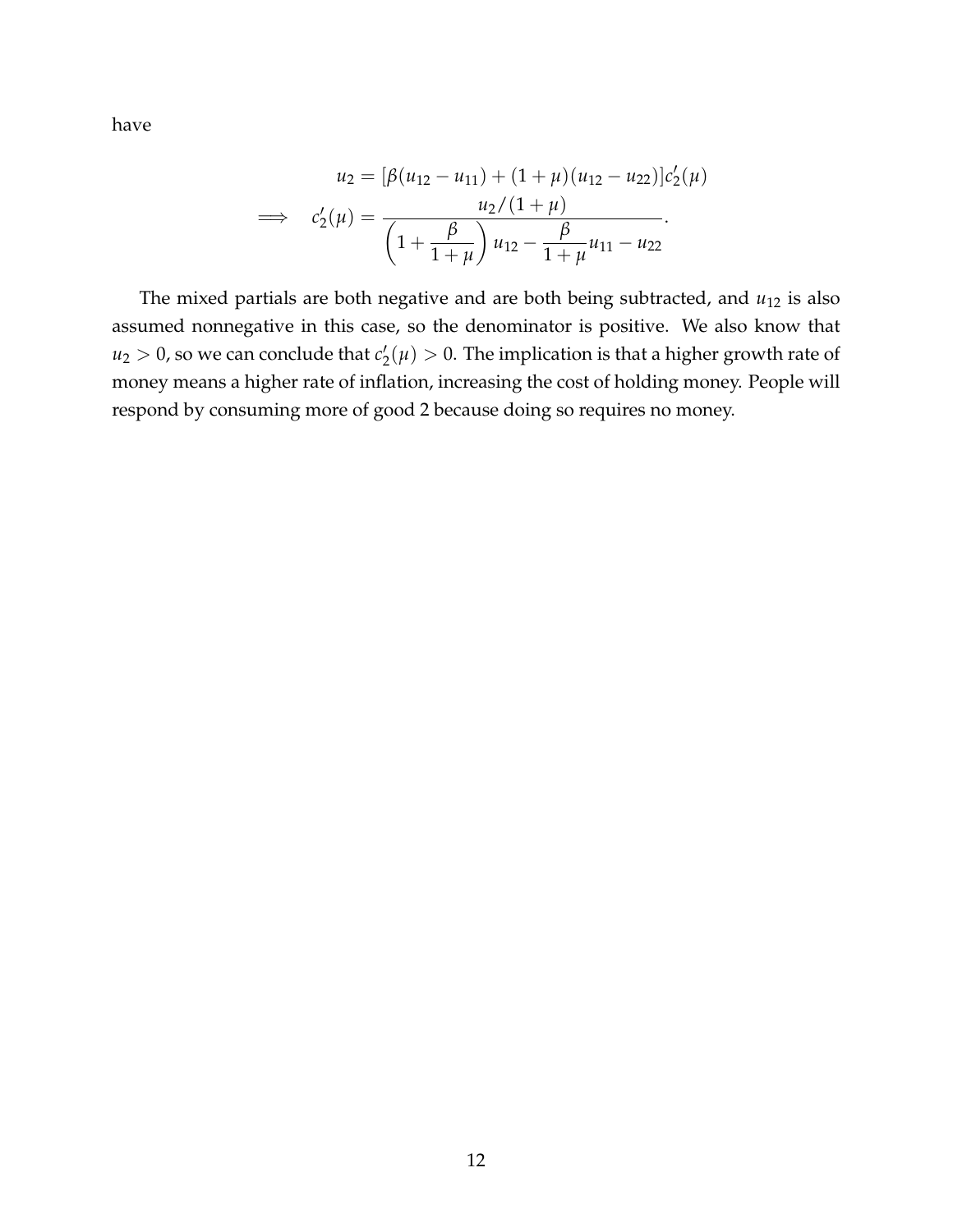have

$$
\begin{aligned}
& u_2 = [\beta(u_{12} - u_{11}) + (1+\mu)(u_{12} - u_{22})]c_2'(\mu) \\
\implies \quad & c_2'(\mu) = \frac{u_2/(1+\mu)}{\left(1 + \dfrac{\beta}{1+\mu}\right) u_{12} - \dfrac{\beta}{1+\mu} u_{11} - u_{22}}.
\end{aligned}
$$

The mixed partials are both negative and are both being subtracted, and $u_{12}$ is also assumed nonnegative in this case, so the denominator is positive. We also know that $u_2 > 0$, so we can conclude that $c_2'(\mu) > 0$. The implication is that a higher growth rate of money means a higher rate of inflation, increasing the cost of holding money. People will respond by consuming more of good 2 because doing so requires no money.